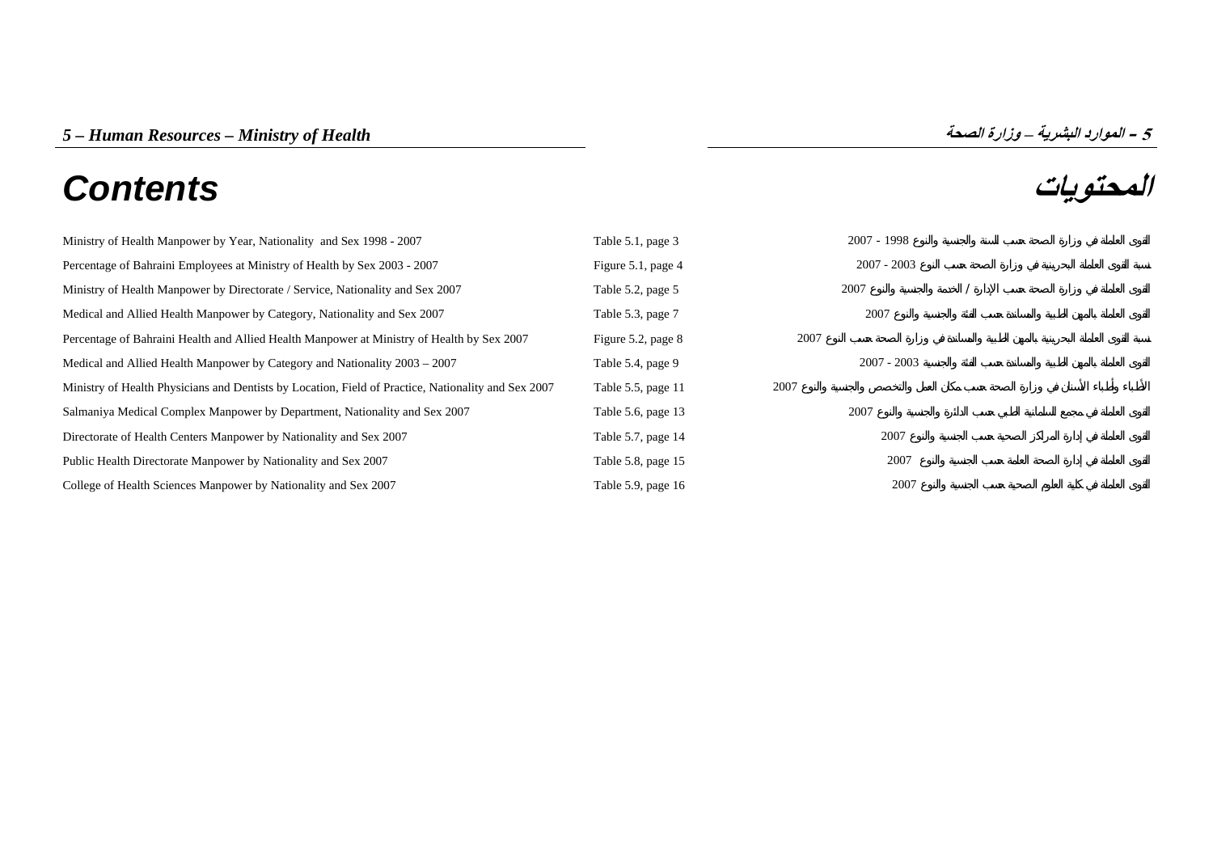# Contents

# المحتويات

| | | |
|---|---|---|
| Ministry of Health Manpower by Year, Nationality and Sex 1998 - 2007 | Table 5.1, page 3 | القوى العاملة في وزارة الصحة حسب السنة والجنسية والنوع 1998 - 2007 |
| Percentage of Bahraini Employees at Ministry of Health by Sex 2003 - 2007 | Figure 5.1, page 4 | نسبة القوى العاملة البحرينية في وزارة الصحة حسب النوع 2003 - 2007 |
| Ministry of Health Manpower by Directorate / Service, Nationality and Sex 2007 | Table 5.2, page 5 | القوى العاملة في وزارة الصحة حسب الإدارة / الخدمة والجنسية والنوع 2007 |
| Medical and Allied Health Manpower by Category, Nationality and Sex 2007 | Table 5.3, page 7 | القوى العاملة بالمهن الطبية والمساندة حسب الفئة والجنسية والنوع 2007 |
| Percentage of Bahraini Health and Allied Health Manpower at Ministry of Health by Sex 2007 | Figure 5.2, page 8 | نسبة القوى العاملة البحرينية بالمهن الطبية والمساندة في وزارة الصحة حسب النوع 2007 |
| Medical and Allied Health Manpower by Category and Nationality 2003 – 2007 | Table 5.4, page 9 | القوى العاملة بالمهن الطبية والمساندة حسب الفئة والجنسية 2003 - 2007 |
| Ministry of Health Physicians and Dentists by Location, Field of Practice, Nationality and Sex 2007 | Table 5.5, page 11 | الأطباء وأطباء الأسنان في وزارة الصحة حسب مكان العمل والتخصص والجنسية والنوع 2007 |
| Salmaniya Medical Complex Manpower by Department, Nationality and Sex 2007 | Table 5.6, page 13 | القوى العاملة في مجمع السلمانية الطبي حسب الدائرة والجنسية والنوع 2007 |
| Directorate of Health Centers Manpower by Nationality and Sex 2007 | Table 5.7, page 14 | القوى العاملة في إدارة المراكز الصحية حسب الجنسية والنوع 2007 |
| Public Health Directorate Manpower by Nationality and Sex 2007 | Table 5.8, page 15 | القوى العاملة في إدارة الصحة العامة حسب الجنسية والنوع 2007 |
| College of Health Sciences Manpower by Nationality and Sex 2007 | Table 5.9, page 16 | القوى العاملة في كلية العلوم الصحية حسب الجنسية والنوع 2007 |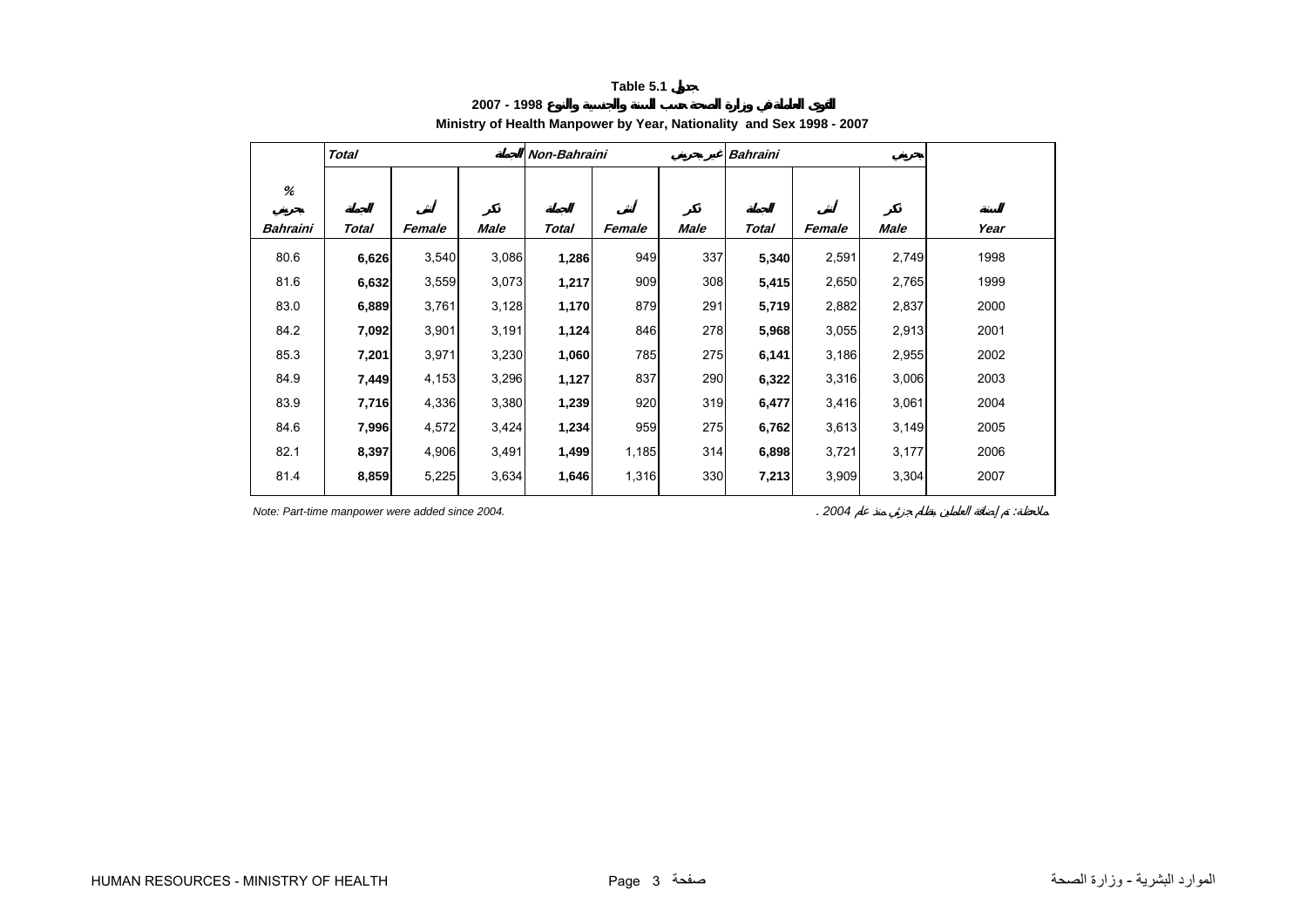**Table 5.1 جدول**

**القوى العاملة في وزارة الصحة حسب السنة والجنسية والنوع 1998 - 2007**

**Ministry of Health Manpower by Year, Nationality and Sex 1998 - 2007**

| % | Total | | المجموع | Non-Bahraini | | غير بحريني | Bahraini | | بحريني | |
|---|---|---|---|---|---|---|---|---|---|---|
| بحريني | المجموع | أنثى | ذكر | المجموع | أنثى | ذكر | المجموع | أنثى | ذكر | السنة |
| Bahraini | Total | Female | Male | Total | Female | Male | Total | Female | Male | Year |
| 80.6 | **6,626** | 3,540 | 3,086 | **1,286** | 949 | 337 | **5,340** | 2,591 | 2,749 | 1998 |
| 81.6 | **6,632** | 3,559 | 3,073 | **1,217** | 909 | 308 | **5,415** | 2,650 | 2,765 | 1999 |
| 83.0 | **6,889** | 3,761 | 3,128 | **1,170** | 879 | 291 | **5,719** | 2,882 | 2,837 | 2000 |
| 84.2 | **7,092** | 3,901 | 3,191 | **1,124** | 846 | 278 | **5,968** | 3,055 | 2,913 | 2001 |
| 85.3 | **7,201** | 3,971 | 3,230 | **1,060** | 785 | 275 | **6,141** | 3,186 | 2,955 | 2002 |
| 84.9 | **7,449** | 4,153 | 3,296 | **1,127** | 837 | 290 | **6,322** | 3,316 | 3,006 | 2003 |
| 83.9 | **7,716** | 4,336 | 3,380 | **1,239** | 920 | 319 | **6,477** | 3,416 | 3,061 | 2004 |
| 84.6 | **7,996** | 4,572 | 3,424 | **1,234** | 959 | 275 | **6,762** | 3,613 | 3,149 | 2005 |
| 82.1 | **8,397** | 4,906 | 3,491 | **1,499** | 1,185 | 314 | **6,898** | 3,721 | 3,177 | 2006 |
| 81.4 | **8,859** | 5,225 | 3,634 | **1,646** | 1,316 | 330 | **7,213** | 3,909 | 3,304 | 2007 |

*Note: Part-time manpower were added since 2004.*

*ملاحظة: تم إضافة العاملين بنظام جزئي منذ عام 2004 .*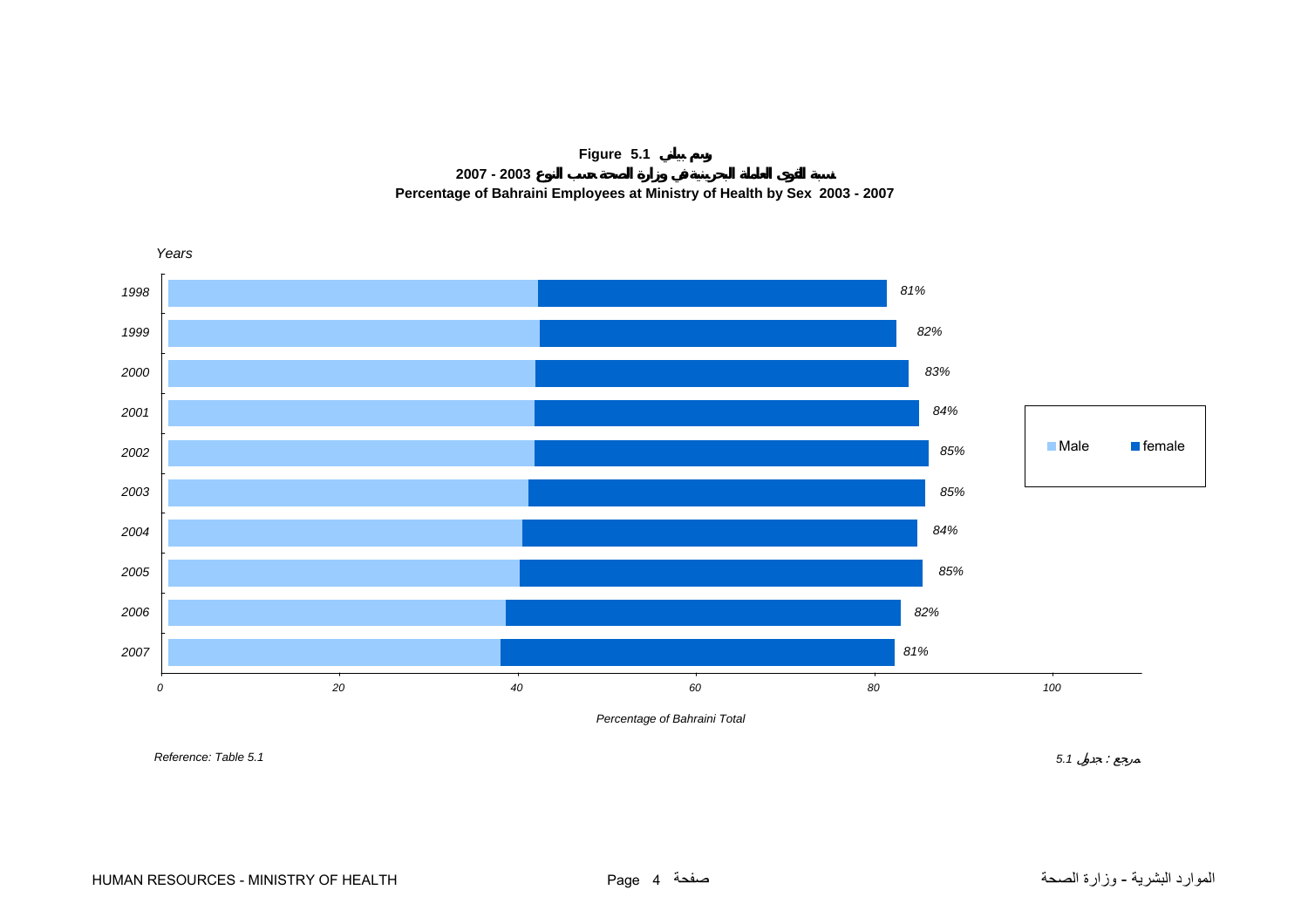**Figure 5.1 رسم بياني**

**نسبة القوى العاملة البحرينية في وزارة الصحة حسب النوع 2003 - 2007**

**Percentage of Bahraini Employees at Ministry of Health by Sex 2003 - 2007**

*Years*

| Year | Total |
|---|---|
| 1998 | 81% |
| 1999 | 82% |
| 2000 | 83% |
| 2001 | 84% |
| 2002 | 85% |
| 2003 | 85% |
| 2004 | 84% |
| 2005 | 85% |
| 2006 | 82% |
| 2007 | 81% |

Male | female

*Percentage of Bahraini Total*

*Reference: Table 5.1*

مرجع : جدول 5.1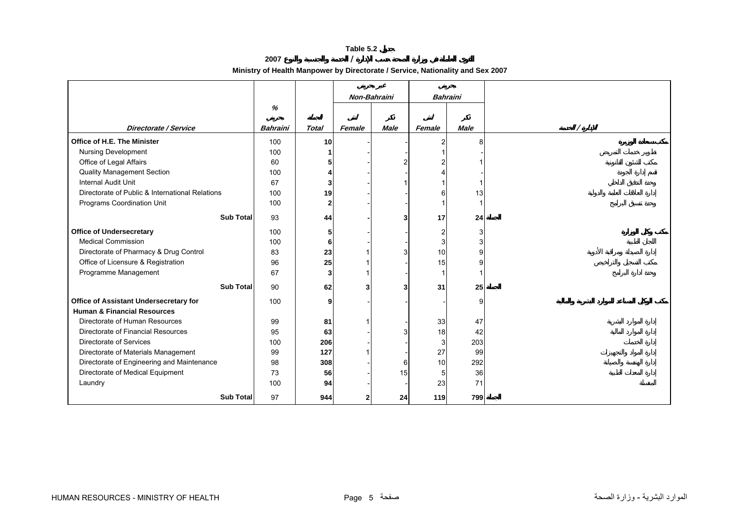**Table 5.2 جدول**

**القوى العاملة في وزارة الصحة حسب الإدارة / الخدمة والجنسية والنوع 2007**

**Ministry of Health Manpower by Directorate / Service, Nationality and Sex 2007**

| | % | | غير بحريني Non-Bahraini | | بحريني Bahraini | | |
|---|---|---|---|---|---|---|---|
| Directorate / Service | بحريني Bahraini | الجملة Total | أنثى Female | ذكر Male | أنثى Female | ذكر Male | الإدارة / الخدمة |
| **Office of H.E. The Minister** | 100 | **10** | - | - | 2 | 8 | **مكتب سعادة الوزيرة** |
| Nursing Development | 100 | **1** | - | - | 1 | - | تطوير خدمات التمريض |
| Office of Legal Affairs | 60 | **5** | - | 2 | 2 | 1 | مكتب الشئون القانونية |
| Quality Management Section | 100 | **4** | - | - | 4 | - | قسم إدارة الجودة |
| Internal Audit Unit | 67 | **3** | - | 1 | 1 | 1 | وحدة التدقيق الداخلي |
| Directorate of Public & International Relations | 100 | **19** | - | - | 6 | 13 | إدارة العلاقات العامة والدولية |
| Programs Coordination Unit | 100 | **2** | - | - | 1 | 1 | وحدة تنسيق البرامج |
| **Sub Total** | 93 | **44** | **-** | **3** | **17** | **24** | **الجملة** |
| **Office of Undersecretary** | 100 | **5** | - | - | 2 | 3 | **مكتب وكيل الوزارة** |
| Medical Commission | 100 | **6** | - | - | 3 | 3 | اللجان الطبية |
| Directorate of Pharmacy & Drug Control | 83 | **23** | 1 | 3 | 10 | 9 | إدارة الصيدلة ومراقبة الأدوية |
| Office of Licensure & Registration | 96 | **25** | 1 | - | 15 | 9 | مكتب التسجيل والتراخيص |
| Programme Management | 67 | **3** | 1 | - | 1 | 1 | وحدة إدارة البرامج |
| **Sub Total** | 90 | **62** | **3** | **3** | **31** | **25** | **الجملة** |
| **Office of Assistant Undersecretary for Human & Financial Resources** | 100 | **9** | - | - | - | 9 | **مكتب الوكيل المساعد للموارد البشرية والمالية** |
| Directorate of Human Resources | 99 | **81** | 1 | - | 33 | 47 | إدارة الموارد البشرية |
| Directorate of Financial Resources | 95 | **63** | - | 3 | 18 | 42 | إدارة الموارد المالية |
| Directorate of Services | 100 | **206** | - | - | 3 | 203 | إدارة الخدمات |
| Directorate of Materials Management | 99 | **127** | 1 | - | 27 | 99 | إدارة المواد والتجهيزات |
| Directorate of Engineering and Maintenance | 98 | **308** | - | 6 | 10 | 292 | إدارة الهندسة والصيانة |
| Directorate of Medical Equipment | 73 | **56** | - | 15 | 5 | 36 | إدارة المعدات الطبية |
| Laundry | 100 | **94** | - | - | 23 | 71 | المغسلة |
| **Sub Total** | 97 | **944** | **2** | **24** | **119** | **799** | **الجملة** |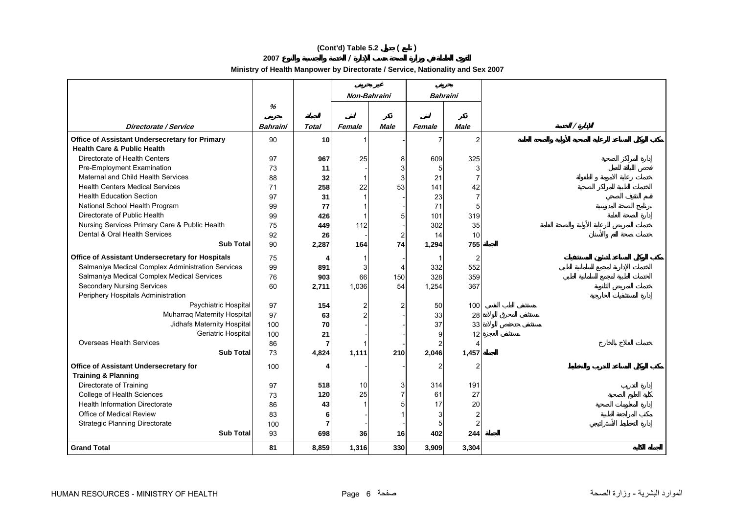# (Cont'd) Table 5.2 جدول ( تابع )

## القوى العاملة في وزارة الصحة حسب الإدارة / الخدمة والجنسية والنوع 2007

### Ministry of Health Manpower by Directorate / Service, Nationality and Sex 2007

| Directorate / Service | % بحريني Bahraini | المجموع Total | غير بحريني Non-Bahraini | | بحريني Bahraini | | الإدارة / الخدمة |
|---|---|---|---|---|---|---|---|
| | | | أنثى Female | ذكر Male | أنثى Female | ذكر Male | |
| **Office of Assistant Undersecretary for Primary Health Care & Public Health** | 90 | **10** | 1 | - | 7 | 2 | مكتب الوكيل المساعد للرعاية الصحية الأولية والصحة العامة |
| Directorate of Health Centers | 97 | **967** | 25 | 8 | 609 | 325 | إدارة المراكز الصحية |
| Pre-Employment Examination | 73 | **11** | - | 3 | 5 | 3 | فحص اللياقة للعمل |
| Maternal and Child Health Services | 88 | **32** | 1 | 3 | 21 | 7 | خدمات رعاية الأمومة و الطفولة |
| Health Centers Medical Services | 71 | **258** | 22 | 53 | 141 | 42 | الخدمات الطبية للمراكز الصحية |
| Health Education Section | 97 | **31** | 1 | - | 23 | 7 | قسم التثقيف الصحي |
| National School Health Program | 99 | **77** | 1 | - | 71 | 5 | برنامج الصحة المدرسية |
| Directorate of Public Health | 99 | **426** | 1 | 5 | 101 | 319 | إدارة الصحة العامة |
| Nursing Services Primary Care & Public Health | 75 | **449** | 112 | - | 302 | 35 | خدمات التمريض للرعاية الأولية والصحة العامة |
| Dental & Oral Health Services | 92 | **26** | - | 2 | 14 | 10 | خدمات صحة الفم والأسنان |
| **Sub Total** | 90 | **2,287** | **164** | **74** | **1,294** | **755** | **المجموع** |
| **Office of Assistant Undersecretary for Hospitals** | 75 | **4** | 1 | - | 1 | 2 | مكتب الوكيل المساعد لشئون المستشفيات |
| Salmaniya Medical Complex Administration Services | 99 | **891** | 3 | 4 | 332 | 552 | الخدمات الإدارية لمجمع السلمانية الطبي |
| Salmaniya Medical Complex Medical Services | 76 | **903** | 66 | 150 | 328 | 359 | الخدمات الطبية لمجمع السلمانية الطبي |
| Secondary Nursing Services | 60 | **2,711** | 1,036 | 54 | 1,254 | 367 | خدمات التمريض الثانوية |
| Periphery Hospitals Administration | | | | | | | إدارة المستشفيات الخارجية |
| Psychiatric Hospital | 97 | **154** | 2 | 2 | 50 | 100 | مستشفى الطب النفسي |
| Muharraq Maternity Hospital | 97 | **63** | 2 | - | 33 | 28 | مستشفى المحرق للولادة |
| Jidhafs Maternity Hospital | 100 | **70** | - | - | 37 | 33 | مستشفى جدحفص للولادة |
| Geriatric Hospital | 100 | **21** | - | - | 9 | 12 | مستشفى العجزة |
| Overseas Health Services | 86 | **7** | 1 | - | 2 | 4 | خدمات العلاج بالخارج |
| **Sub Total** | 73 | **4,824** | **1,111** | **210** | **2,046** | **1,457** | **المجموع** |
| **Office of Assistant Undersecretary for Training & Planning** | 100 | **4** | - | - | 2 | 2 | مكتب الوكيل المساعد للتدريب والتخطيط |
| Directorate of Training | 97 | **518** | 10 | 3 | 314 | 191 | إدارة التدريب |
| College of Health Sciences | 73 | **120** | 25 | 7 | 61 | 27 | كلية العلوم الصحية |
| Health Information Directorate | 86 | **43** | 1 | 5 | 17 | 20 | إدارة المعلومات الصحية |
| Office of Medical Review | 83 | **6** | - | 1 | 3 | 2 | مكتب المراجعة الطبية |
| Strategic Planning Directorate | 100 | **7** | - | - | 5 | 2 | إدارة التخطيط الأستراتيجي |
| **Sub Total** | 93 | **698** | **36** | **16** | **402** | **244** | **المجموع** |
| **Grand Total** | **81** | **8,859** | **1,316** | **330** | **3,909** | **3,304** | **المجموع الكلي** |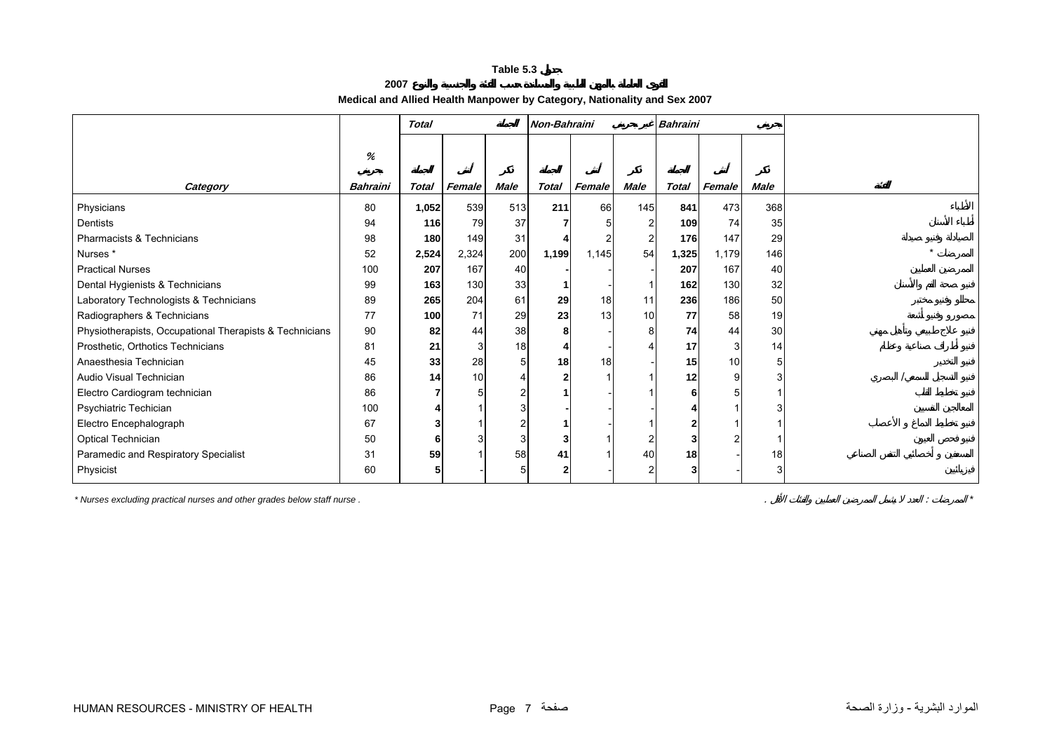# Table 5.3 جدول

## القوى العاملة بالمهن الطبية والمساندة حسب الفئة والجنسية والنوع 2007

### Medical and Allied Health Manpower by Category, Nationality and Sex 2007

| Category | % بحريني Bahraini | Total الجملة | | | Non-Bahraini غير بحريني | | | Bahraini بحريني | | | الفئة |
|---|---|---|---|---|---|---|---|---|---|---|---|
| | | الجملة Total | أنثى Female | ذكر Male | الجملة Total | أنثى Female | ذكر Male | الجملة Total | أنثى Female | ذكر Male | |
| Physicians | 80 | **1,052** | 539 | 513 | **211** | 66 | 145 | **841** | 473 | 368 | الأطباء |
| Dentists | 94 | **116** | 79 | 37 | **7** | 5 | 2 | **109** | 74 | 35 | أطباء الأسنان |
| Pharmacists & Technicians | 98 | **180** | 149 | 31 | **4** | 2 | 2 | **176** | 147 | 29 | الصيادلة وفنيو صيدلة |
| Nurses * | 52 | **2,524** | 2,324 | 200 | **1,199** | 1,145 | 54 | **1,325** | 1,179 | 146 | الممرضات * |
| Practical Nurses | 100 | **207** | 167 | 40 | **-** | - | - | **207** | 167 | 40 | الممرضين العمليين |
| Dental Hygienists & Technicians | 99 | **163** | 130 | 33 | **1** | - | 1 | **162** | 130 | 32 | فنيو صحة الفم والأسنان |
| Laboratory Technologists & Technicians | 89 | **265** | 204 | 61 | **29** | 18 | 11 | **236** | 186 | 50 | محللو وفنيو مختبر |
| Radiographers & Technicians | 77 | **100** | 71 | 29 | **23** | 13 | 10 | **77** | 58 | 19 | مصورو وفنيو أشعة |
| Physiotherapists, Occupational Therapists & Technicians | 90 | **82** | 44 | 38 | **8** | - | 8 | **74** | 44 | 30 | فنيو علاج طبيعي وتأهيل مهني |
| Prosthetic, Orthotics Technicians | 81 | **21** | 3 | 18 | **4** | - | 4 | **17** | 3 | 14 | فنيو أطراف صناعية وعظام |
| Anaesthesia Technician | 45 | **33** | 28 | 5 | **18** | 18 | - | **15** | 10 | 5 | فنيو التخدير |
| Audio Visual Technician | 86 | **14** | 10 | 4 | **2** | 1 | 1 | **12** | 9 | 3 | فنيو التسجيل السمعي / البصري |
| Electro Cardiogram technician | 86 | **7** | 5 | 2 | **1** | - | 1 | **6** | 5 | 1 | فنيو تخطيط القلب |
| Psychiatric Techician | 100 | **4** | 1 | 3 | **-** | - | - | **4** | 1 | 3 | المعالجين النفسيين |
| Electro Encephalograph | 67 | **3** | 1 | 2 | **1** | - | 1 | **2** | 1 | 1 | فنيو تخطيط الدماغ و الأعصاب |
| Optical Technician | 50 | **6** | 3 | 3 | **3** | 1 | 2 | **3** | 2 | 1 | فنيو فحص العيون |
| Paramedic and Respiratory Specialist | 31 | **59** | 1 | 58 | **41** | 1 | 40 | **18** | - | 18 | المسعفين و أخصائيي التنفس الصناعي |
| Physicist | 60 | **5** | - | 5 | **2** | - | 2 | **3** | - | 3 | فيزيائيين |

* Nurses excluding practical nurses and other grades below staff nurse .

* الممرضات : العدد لا يشمل الممرضين العمليين والفئات الأقل .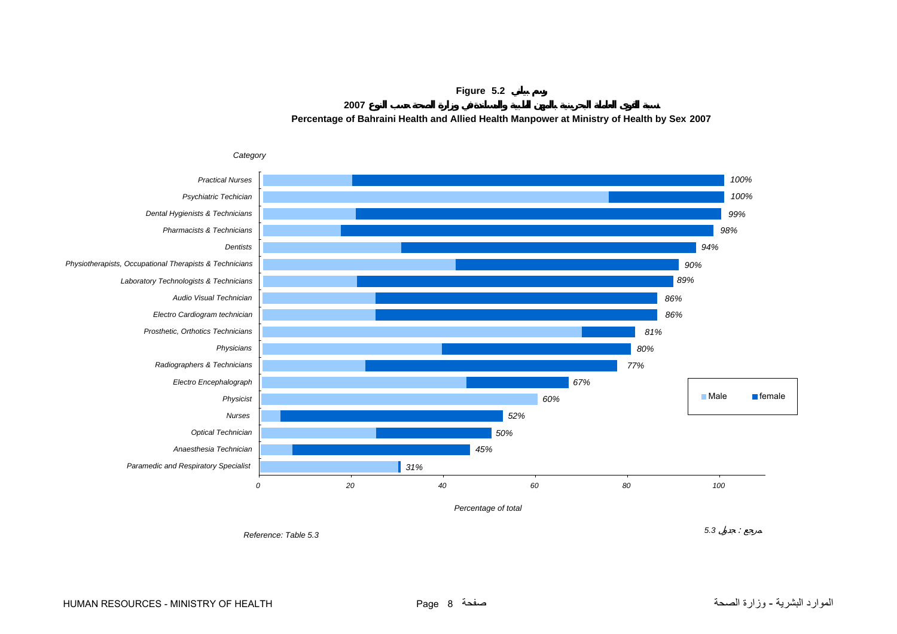**Figure 5.2 رسم بياني**

**نسبة القوى العاملة البحرينية بالمهن الطبية والمساندة في وزارة الصحة حسب النوع 2007**

**Percentage of Bahraini Health and Allied Health Manpower at Ministry of Health by Sex 2007**

*Category*

| Category | Total |
|---|---|
| Practical Nurses | 100% |
| Psychiatric Techician | 100% |
| Dental Hygienists & Technicians | 99% |
| Pharmacists & Technicians | 98% |
| Dentists | 94% |
| Physiotherapists, Occupational Therapists & Technicians | 90% |
| Laboratory Technologists & Technicians | 89% |
| Audio Visual Technician | 86% |
| Electro Cardiogram technician | 86% |
| Prosthetic, Orthotics Technicians | 81% |
| Physicians | 80% |
| Radiographers & Technicians | 77% |
| Electro Encephalograph | 67% |
| Physicist | 60% |
| Nurses | 52% |
| Optical Technician | 50% |
| Anaesthesia Technician | 45% |
| Paramedic and Respiratory Specialist | 31% |

Male · female

*Percentage of total*

*Reference: Table 5.3*

*مرجع : جدول 5.3*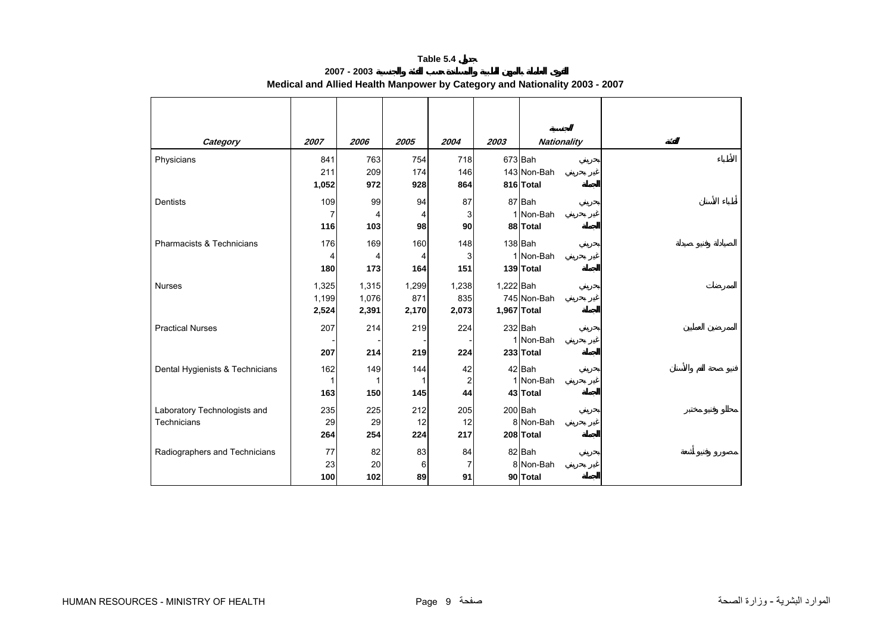**Table 5.4 جدول**

**2007 - 2003 القوى العاملة بالمهن الطبية والمساندة حسب الفئة والجنسية**

**Medical and Allied Health Manpower by Category and Nationality 2003 - 2007**

| *Category* | *2007* | *2006* | *2005* | *2004* | *2003* | الجنسية *Nationality* | | الفئة |
|---|---|---|---|---|---|---|---|---|
| Physicians | 841 | 763 | 754 | 718 | 673 | Bah | بحريني | الأطباء |
| | 211 | 209 | 174 | 146 | 143 | Non-Bah | غير بحريني | |
| | **1,052** | **972** | **928** | **864** | **816** | **Total** | **الجملة** | |
| Dentists | 109 | 99 | 94 | 87 | 87 | Bah | بحريني | أطباء الأسنان |
| | 7 | 4 | 4 | 3 | 1 | Non-Bah | غير بحريني | |
| | **116** | **103** | **98** | **90** | **88** | **Total** | **الجملة** | |
| Pharmacists & Technicians | 176 | 169 | 160 | 148 | 138 | Bah | بحريني | الصيادلة وفنيو صيدلة |
| | 4 | 4 | 4 | 3 | 1 | Non-Bah | غير بحريني | |
| | **180** | **173** | **164** | **151** | **139** | **Total** | **الجملة** | |
| Nurses | 1,325 | 1,315 | 1,299 | 1,238 | 1,222 | Bah | بحريني | الممرضات |
| | 1,199 | 1,076 | 871 | 835 | 745 | Non-Bah | غير بحريني | |
| | **2,524** | **2,391** | **2,170** | **2,073** | **1,967** | **Total** | **الجملة** | |
| Practical Nurses | 207 | 214 | 219 | 224 | 232 | Bah | بحريني | الممرضين العمليين |
| | - | - | - | - | 1 | Non-Bah | غير بحريني | |
| | **207** | **214** | **219** | **224** | **233** | **Total** | **الجملة** | |
| Dental Hygienists & Technicians | 162 | 149 | 144 | 42 | 42 | Bah | بحريني | فنيو صحة الفم والأسنان |
| | 1 | 1 | 1 | 2 | 1 | Non-Bah | غير بحريني | |
| | **163** | **150** | **145** | **44** | **43** | **Total** | **الجملة** | |
| Laboratory Technologists and Technicians | 235 | 225 | 212 | 205 | 200 | Bah | بحريني | محللو وفنيو مختبر |
| | 29 | 29 | 12 | 12 | 8 | Non-Bah | غير بحريني | |
| | **264** | **254** | **224** | **217** | **208** | **Total** | **الجملة** | |
| Radiographers and Technicians | 77 | 82 | 83 | 84 | 82 | Bah | بحريني | مصورو وفنيو أشعة |
| | 23 | 20 | 6 | 7 | 8 | Non-Bah | غير بحريني | |
| | **100** | **102** | **89** | **91** | **90** | **Total** | **الجملة** | |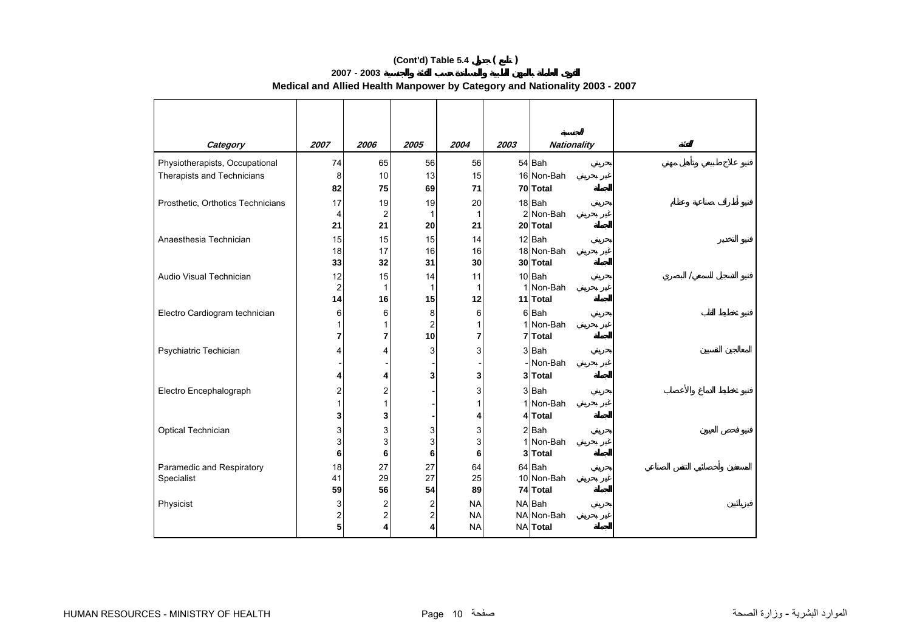**(Cont'd) Table 5.4 جدول ( تابع )**

**2007 - 2003 القوى العاملة بالمهن الطبية والمساندة حسب الفئة والجنسية**

**Medical and Allied Health Manpower by Category and Nationality 2003 - 2007**

| Category | 2007 | 2006 | 2005 | 2004 | 2003 | Nationality | الجنسية | الفئة |
|---|---|---|---|---|---|---|---|---|
| Physiotherapists, Occupational Therapists and Technicians | 74 | 65 | 56 | 56 | 54 | Bah | بحريني | فنيو علاج طبيعي وتأهيل مهني |
| | 8 | 10 | 13 | 15 | 16 | Non-Bah | غير بحريني | |
| | **82** | **75** | **69** | **71** | **70** | **Total** | **الجملة** | |
| Prosthetic, Orthotics Technicians | 17 | 19 | 19 | 20 | 18 | Bah | بحريني | فنيو أطراف صناعية وعظام |
| | 4 | 2 | 1 | 1 | 2 | Non-Bah | غير بحريني | |
| | **21** | **21** | **20** | **21** | **20** | **Total** | **الجملة** | |
| Anaesthesia Technician | 15 | 15 | 15 | 14 | 12 | Bah | بحريني | فنيو التخدير |
| | 18 | 17 | 16 | 16 | 18 | Non-Bah | غير بحريني | |
| | **33** | **32** | **31** | **30** | **30** | **Total** | **الجملة** | |
| Audio Visual Technician | 12 | 15 | 14 | 11 | 10 | Bah | بحريني | فنيو التسجيل السمعي / البصري |
| | 2 | 1 | 1 | 1 | 1 | Non-Bah | غير بحريني | |
| | **14** | **16** | **15** | **12** | **11** | **Total** | **الجملة** | |
| Electro Cardiogram technician | 6 | 6 | 8 | 6 | 6 | Bah | بحريني | فنيو تخطيط القلب |
| | 1 | 1 | 2 | 1 | 1 | Non-Bah | غير بحريني | |
| | **7** | **7** | **10** | **7** | **7** | **Total** | **الجملة** | |
| Psychiatric Techician | 4 | 4 | 3 | 3 | 3 | Bah | بحريني | المعالجين النفسيين |
| | - | - | - | - | - | Non-Bah | غير بحريني | |
| | **4** | **4** | **3** | **3** | **3** | **Total** | **الجملة** | |
| Electro Encephalograph | 2 | 2 | - | 3 | 3 | Bah | بحريني | فنيو تخطيط الدماغ والأعصاب |
| | 1 | 1 | - | 1 | 1 | Non-Bah | غير بحريني | |
| | **3** | **3** | **-** | **4** | **4** | **Total** | **الجملة** | |
| Optical Technician | 3 | 3 | 3 | 3 | 2 | Bah | بحريني | فنيو فحص العيون |
| | 3 | 3 | 3 | 3 | 1 | Non-Bah | غير بحريني | |
| | **6** | **6** | **6** | **6** | **3** | **Total** | **الجملة** | |
| Paramedic and Respiratory Specialist | 18 | 27 | 27 | 64 | 64 | Bah | بحريني | المسعفين وأخصائيي التنفس الصناعي |
| | 41 | 29 | 27 | 25 | 10 | Non-Bah | غير بحريني | |
| | **59** | **56** | **54** | **89** | **74** | **Total** | **الجملة** | |
| Physicist | 3 | 2 | 2 | NA | NA | Bah | بحريني | فيزيائيين |
| | 2 | 2 | 2 | NA | NA | Non-Bah | غير بحريني | |
| | **5** | **4** | **4** | NA | NA | **Total** | **الجملة** | |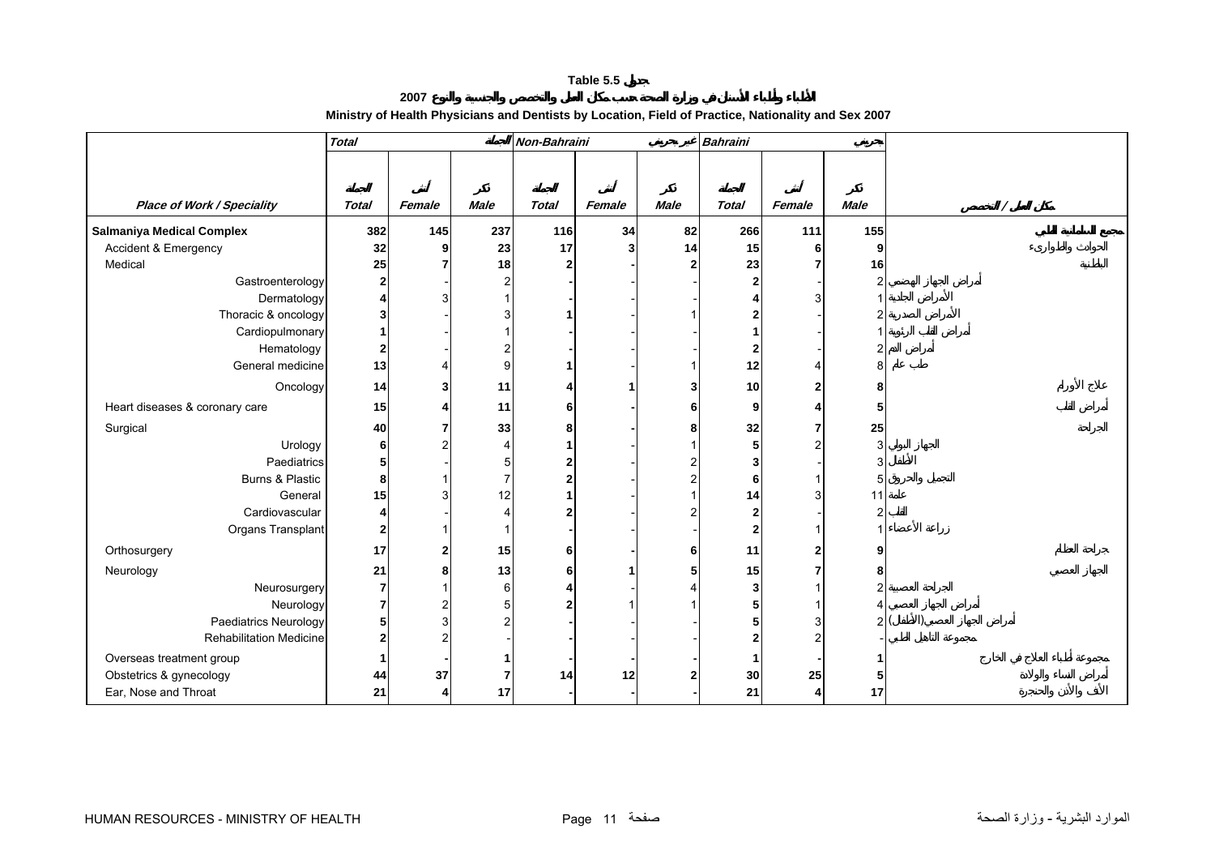**Table 5.5 جدول**

**الأطباء وأطباء الأسنان في وزارة الصحة حسب مكان العمل والتخصص والجنسية والنوع 2007**

**Ministry of Health Physicians and Dentists by Location, Field of Practice, Nationality and Sex 2007**

| Place of Work / Speciality | Total المجموع | | | Non-Bahraini غير بحريني | | | Bahraini بحريني | | | مكان العمل / التخصص |
|---|---|---|---|---|---|---|---|---|---|---|
| | Total المجموع | Female أنثى | Male ذكر | Total المجموع | Female أنثى | Male ذكر | Total المجموع | Female أنثى | Male ذكر | |
| **Salmaniya Medical Complex** | 382 | 145 | 237 | 116 | 34 | 82 | 266 | 111 | 155 | مجمع السلمانية الطبي |
| Accident & Emergency | 32 | 9 | 23 | 17 | 3 | 14 | 15 | 6 | 9 | الحوادث والطوارىء |
| Medical | 25 | 7 | 18 | 2 | - | 2 | 23 | 7 | 16 | الباطنية |
| Gastroenterology | 2 | - | 2 | - | - | - | 2 | - | 2 | أمراض الجهاز الهضمي |
| Dermatology | 4 | 3 | 1 | - | - | - | 4 | 3 | 1 | الأمراض الجلدية |
| Thoracic & oncology | 3 | - | 3 | 1 | - | 1 | 2 | - | 2 | الأمراض الصدرية |
| Cardiopulmonary | 1 | - | 1 | - | - | - | 1 | - | 1 | أمراض القلب الرئوية |
| Hematology | 2 | - | 2 | - | - | - | 2 | - | 2 | أمراض الدم |
| General medicine | 13 | 4 | 9 | 1 | - | 1 | 12 | 4 | 8 | طب عام |
| Oncology | 14 | 3 | 11 | 4 | 1 | 3 | 10 | 2 | 8 | علاج الأورام |
| Heart diseases & coronary care | 15 | 4 | 11 | 6 | - | 6 | 9 | 4 | 5 | أمراض القلب |
| Surgical | 40 | 7 | 33 | 8 | - | 8 | 32 | 7 | 25 | الجراحة |
| Urology | 6 | 2 | 4 | 1 | - | 1 | 5 | 2 | 3 | الجهاز البولي |
| Paediatrics | 5 | - | 5 | 2 | - | 2 | 3 | - | 3 | الأطفال |
| Burns & Plastic | 8 | 1 | 7 | 2 | - | 2 | 6 | 1 | 5 | التجميل والحروق |
| General | 15 | 3 | 12 | 1 | - | 1 | 14 | 3 | 11 | عامة |
| Cardiovascular | 4 | - | 4 | 2 | - | 2 | 2 | - | 2 | القلب |
| Organs Transplant | 2 | 1 | 1 | - | - | - | 2 | 1 | 1 | زراعة الأعضاء |
| Orthosurgery | 17 | 2 | 15 | 6 | - | 6 | 11 | 2 | 9 | جراحة العظام |
| Neurology | 21 | 8 | 13 | 6 | 1 | 5 | 15 | 7 | 8 | الجهاز العصبي |
| Neurosurgery | 7 | 1 | 6 | 4 | - | 4 | 3 | 1 | 2 | الجراحة العصبية |
| Neurology | 7 | 2 | 5 | 2 | 1 | 1 | 5 | 1 | 4 | أمراض الجهاز العصبي |
| Paediatrics Neurology | 5 | 3 | 2 | - | - | - | 5 | 3 | 2 | أمراض الجهاز العصبي (الأطفال) |
| Rehabilitation Medicine | 2 | 2 | - | - | - | - | 2 | 2 | - | مجموعة التأهيل الطبي |
| Overseas treatment group | 1 | - | 1 | - | - | - | 1 | - | 1 | مجموعة أطباء العلاج في الخارج |
| Obstetrics & gynecology | 44 | 37 | 7 | 14 | 12 | 2 | 30 | 25 | 5 | أمراض النساء والولادة |
| Ear, Nose and Throat | 21 | 4 | 17 | - | - | - | 21 | 4 | 17 | الأنف والأذن والحنجرة |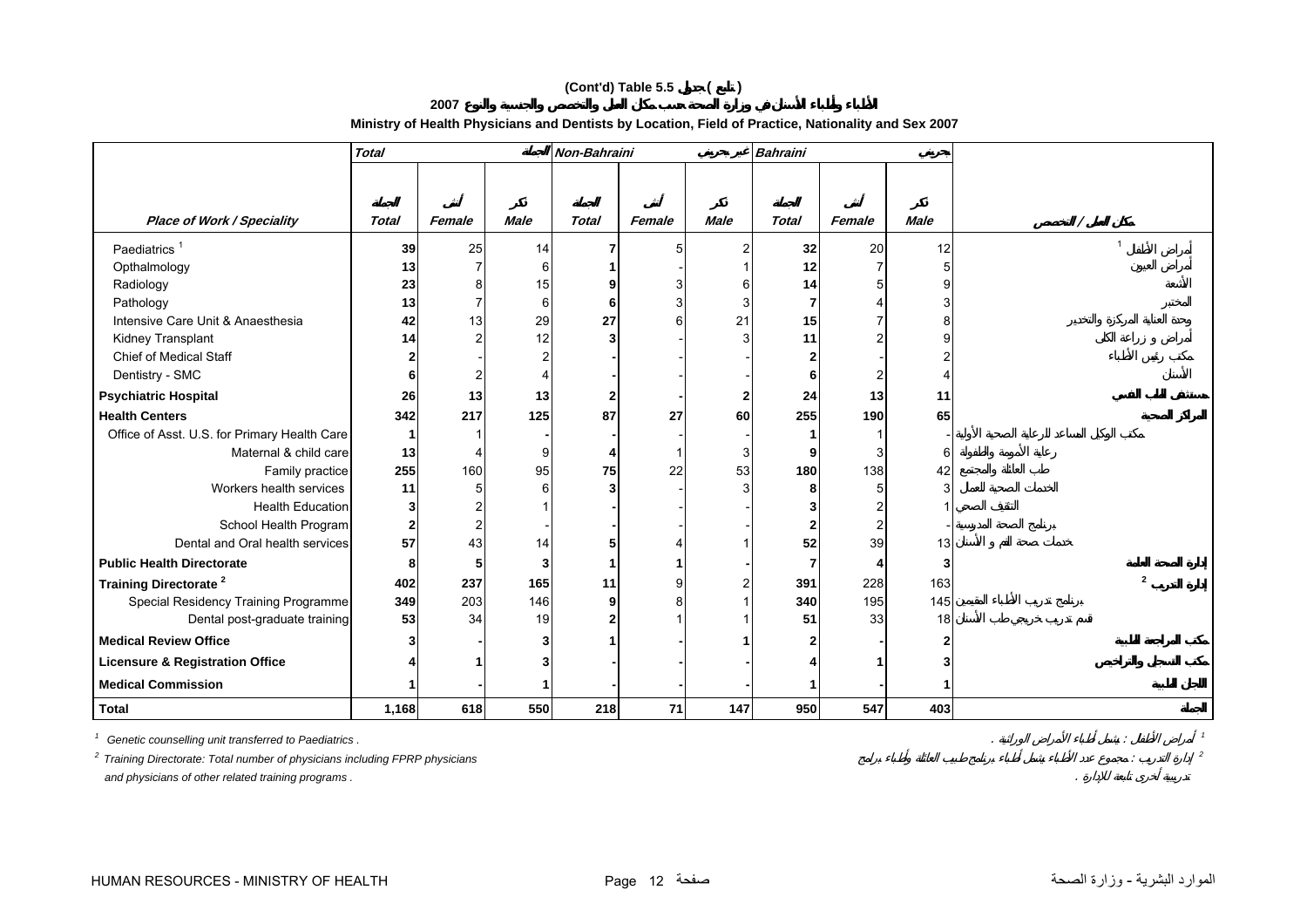## (Cont'd) Table 5.5 جدول ( تابع )

### الأطباء وأطباء الأسنان في وزارة الصحة حسب مكان العمل والتخصص والجنسية والنوع 2007

### Ministry of Health Physicians and Dentists by Location, Field of Practice, Nationality and Sex 2007

| | Total | | المجموع | Non-Bahraini | | غير بحريني | Bahraini | | بحريني | |
|---|---|---|---|---|---|---|---|---|---|---|
| **Place of Work / Speciality** | المجموع **Total** | أنثى **Female** | ذكر **Male** | المجموع **Total** | أنثى **Female** | ذكر **Male** | المجموع **Total** | أنثى **Female** | ذكر **Male** | مكان العمل / التخصص |
| Paediatrics [1] | 39 | 25 | 14 | 7 | 5 | 2 | 32 | 20 | 12 | أمراض الأطفال [1] |
| Opthalmology | 13 | 7 | 6 | 1 | - | 1 | 12 | 7 | 5 | أمراض العيون |
| Radiology | 23 | 8 | 15 | 9 | 3 | 6 | 14 | 5 | 9 | الأشعة |
| Pathology | 13 | 7 | 6 | 6 | 3 | 3 | 7 | 4 | 3 | المختبر |
| Intensive Care Unit & Anaesthesia | 42 | 13 | 29 | 27 | 6 | 21 | 15 | 7 | 8 | وحدة العناية المركزة والتخدير |
| Kidney Transplant | 14 | 2 | 12 | 3 | - | 3 | 11 | 2 | 9 | أمراض و زراعة الكلى |
| Chief of Medical Staff | 2 | - | 2 | - | - | - | 2 | - | 2 | مكتب رئيس الأطباء |
| Dentistry - SMC | 6 | 2 | 4 | - | - | - | 6 | 2 | 4 | الأسنان |
| **Psychiatric Hospital** | **26** | **13** | **13** | **2** | - | **2** | **24** | **13** | **11** | **مستشفى الطب النفسي** |
| **Health Centers** | **342** | **217** | **125** | **87** | **27** | **60** | **255** | **190** | **65** | **المراكز الصحية** |
| Office of Asst. U.S. for Primary Health Care | 1 | 1 | - | - | - | - | 1 | 1 | - | مكتب الوكيل المساعد للرعاية الصحية الأولية |
| Maternal & child care | 13 | 4 | 9 | 4 | 1 | 3 | 9 | 3 | 6 | رعاية الأمومة والطفولة |
| Family practice | 255 | 160 | 95 | 75 | 22 | 53 | 180 | 138 | 42 | طب العائلة والمجتمع |
| Workers health services | 11 | 5 | 6 | 3 | - | 3 | 8 | 5 | 3 | الخدمات الصحية للعمال |
| Health Education | 3 | 2 | 1 | - | - | - | 3 | 2 | 1 | التثقيف الصحي |
| School Health Program | 2 | 2 | - | - | - | - | 2 | 2 | - | برنامج الصحة المدرسية |
| Dental and Oral health services | 57 | 43 | 14 | 5 | 4 | 1 | 52 | 39 | 13 | خدمات صحة الفم والأسنان |
| **Public Health Directorate** | **8** | **5** | **3** | **1** | **1** | - | **7** | **4** | **3** | **إدارة الصحة العامة** |
| **Training Directorate [2]** | **402** | **237** | **165** | **11** | **9** | **2** | **391** | **228** | **163** | **إدارة التدريب [2]** |
| Special Residency Training Programme | 349 | 203 | 146 | 9 | 8 | 1 | 340 | 195 | 145 | برنامج تدريب الأطباء المقيمين |
| Dental post-graduate training | 53 | 34 | 19 | 2 | 1 | 1 | 51 | 33 | 18 | قسم تدريب خريجي طب الأسنان |
| **Medical Review Office** | **3** | - | **3** | **1** | - | **1** | **2** | - | **2** | **مكتب المراجعة الطبية** |
| **Licensure & Registration Office** | **4** | **1** | **3** | - | - | - | **4** | **1** | **3** | **مكتب التسجيل والتراخيص** |
| **Medical Commission** | **1** | - | **1** | - | - | - | **1** | - | **1** | **المجلس الطبي** |
| **Total** | **1,168** | **618** | **550** | **218** | **71** | **147** | **950** | **547** | **403** | **المجموع** |

[1] Genetic counselling unit transferred to Paediatrics .

[2] Training Directorate: Total number of physicians including FPRP physicians and physicians of other related training programs .

[1] أمراض الأطفال : يشمل أطباء الأمراض الوراثية .

[2] إدارة التدريب : مجموع عدد الأطباء يشمل أطباء برنامج طبيب العائلة وأطباء برامج تدريبية أخرى تابعة للإدارة .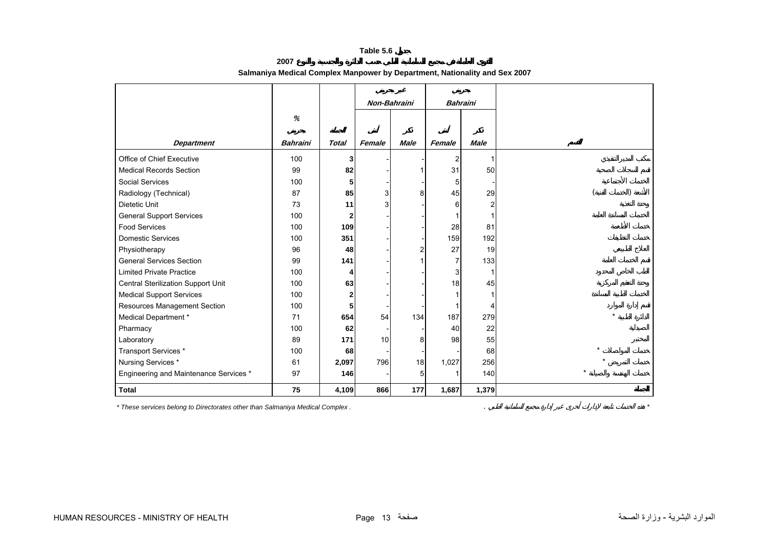**Table 5.6 جدول**

**القوى العاملة في مجمع السلمانية الطبي حسب الدائرة والجنسية والنوع 2007**

**Salmaniya Medical Complex Manpower by Department, Nationality and Sex 2007**

| | % | | Non-Bahraini غير بحريني | | Bahraini بحريني | | |
|---|---|---|---|---|---|---|---|
| ***Department*** | ***Bahraini*** بحريني | ***Total*** المجموع | ***Female*** أنثى | ***Male*** ذكر | ***Female*** أنثى | ***Male*** ذكر | القسم |
| Office of Chief Executive | 100 | **3** | - | - | 2 | 1 | مكتب المدير التنفيذي |
| Medical Records Section | 99 | **82** | - | 1 | 31 | 50 | قسم السجلات الصحية |
| Social Services | 100 | **5** | - | - | 5 | - | الخدمات الأجتماعية |
| Radiology (Technical) | 87 | **85** | 3 | 8 | 45 | 29 | الأشعة (الخدمات الفنية) |
| Dietetic Unit | 73 | **11** | 3 | - | 6 | 2 | وحدة التغذية |
| General Support Services | 100 | **2** | - | - | 1 | 1 | الخدمات المساندة العامة |
| Food Services | 100 | **109** | - | - | 28 | 81 | خدمات الأطعمة |
| Domestic Services | 100 | **351** | - | - | 159 | 192 | خدمات التنظيفات |
| Physiotherapy | 96 | **48** | - | 2 | 27 | 19 | العلاج الطبيعي |
| General Services Section | 99 | **141** | - | 1 | 7 | 133 | قسم الخدمات العامة |
| Limited Private Practice | 100 | **4** | - | - | 3 | 1 | الطب الخاص المحدود |
| Central Sterilization Support Unit | 100 | **63** | - | - | 18 | 45 | وحدة التعقيم المركزية |
| Medical Support Services | 100 | **2** | - | - | 1 | 1 | الخدمات الطبية المساندة |
| Resources Management Section | 100 | **5** | - | - | 1 | 4 | قسم إدارة الموارد |
| Medical Department * | 71 | **654** | 54 | 134 | 187 | 279 | الدائرة الطبية * |
| Pharmacy | 100 | **62** | - | - | 40 | 22 | الصيدلية |
| Laboratory | 89 | **171** | 10 | 8 | 98 | 55 | المختبر |
| Transport Services * | 100 | **68** | - | - | - | 68 | خدمات المواصلات * |
| Nursing Services * | 61 | **2,097** | 796 | 18 | 1,027 | 256 | خدمات التمريض * |
| Engineering and Maintenance Services * | 97 | **146** | - | 5 | 1 | 140 | خدمات الهندسة والصيانة * |
| **Total** | **75** | **4,109** | **866** | **177** | **1,687** | **1,379** | **المجموع** |

*These services belong to Directorates other than Salmaniya Medical Complex .*

* هذه الخدمات تابعة لإدارات أخرى غير إدارة مجمع السلمانية الطبي .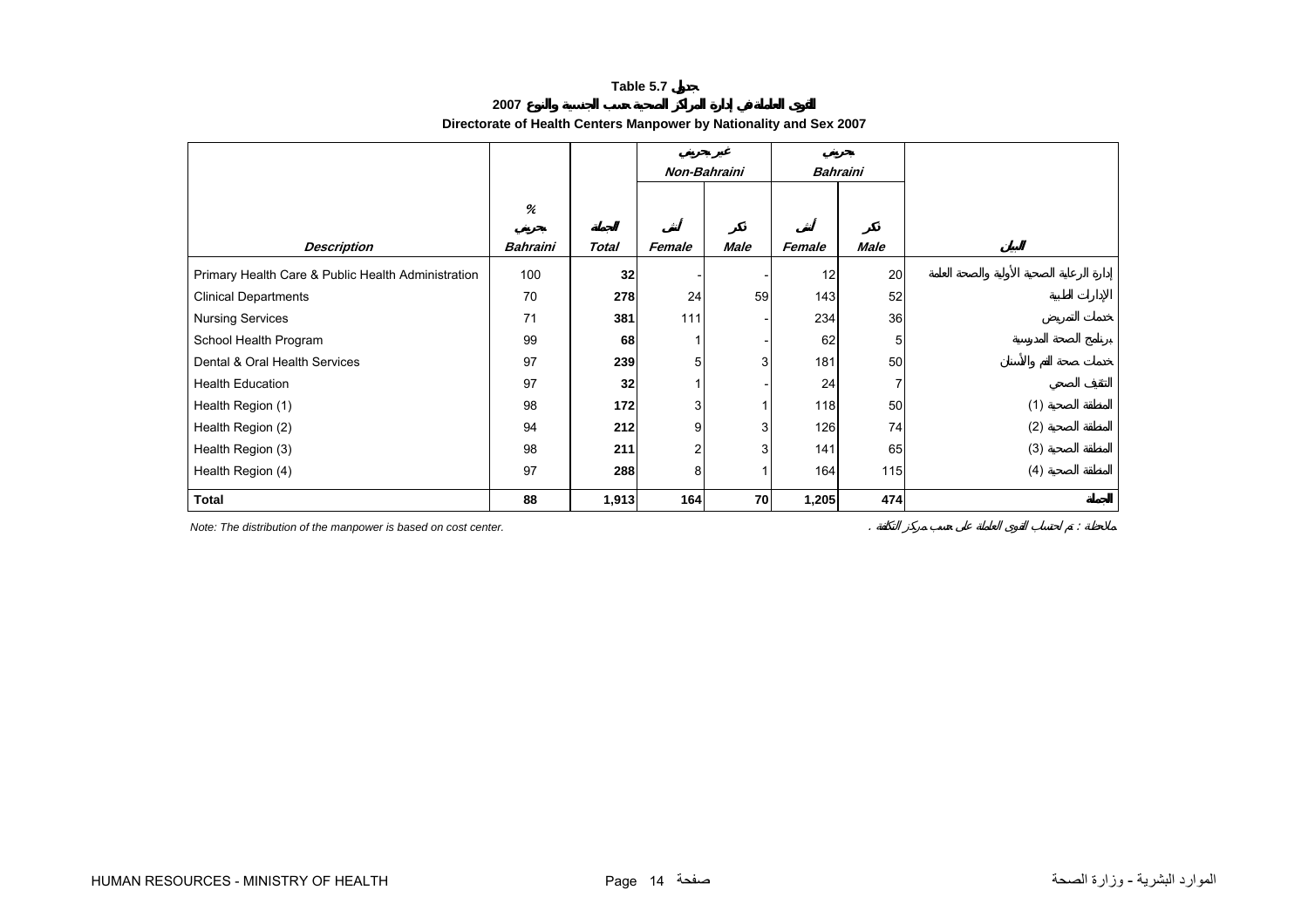**Table 5.7 جدول**

**2007 توزيع القوى العاملة في إدارة المراكز الصحية حسب الجنسية والنوع**

**Directorate of Health Centers Manpower by Nationality and Sex 2007**

| | % | | Non-Bahraini غير بحريني | | Bahraini بحريني | | |
|---|---|---|---|---|---|---|---|
| *Description* | *Bahraini* بحريني | *Total* الجملة | *Female* أنثى | *Male* ذكر | *Female* أنثى | *Male* ذكر | البيان |
| Primary Health Care & Public Health Administration | 100 | **32** | - | - | 12 | 20 | إدارة الرعاية الصحية الأولية والصحة العامة |
| Clinical Departments | 70 | **278** | 24 | 59 | 143 | 52 | الإدارات الطبية |
| Nursing Services | 71 | **381** | 111 | - | 234 | 36 | خدمات التمريض |
| School Health Program | 99 | **68** | 1 | - | 62 | 5 | برنامج الصحة المدرسية |
| Dental & Oral Health Services | 97 | **239** | 5 | 3 | 181 | 50 | خدمات صحة الفم والأسنان |
| Health Education | 97 | **32** | 1 | - | 24 | 7 | التثقيف الصحي |
| Health Region (1) | 98 | **172** | 3 | 1 | 118 | 50 | المنطقة الصحية (1) |
| Health Region (2) | 94 | **212** | 9 | 3 | 126 | 74 | المنطقة الصحية (2) |
| Health Region (3) | 98 | **211** | 2 | 3 | 141 | 65 | المنطقة الصحية (3) |
| Health Region (4) | 97 | **288** | 8 | 1 | 164 | 115 | المنطقة الصحية (4) |
| **Total** | **88** | **1,913** | **164** | **70** | **1,205** | **474** | **الجملة** |

*Note: The distribution of the manpower is based on cost center.*

ملاحظة : تم احتساب القوى العاملة على حسب مركز التكلفة .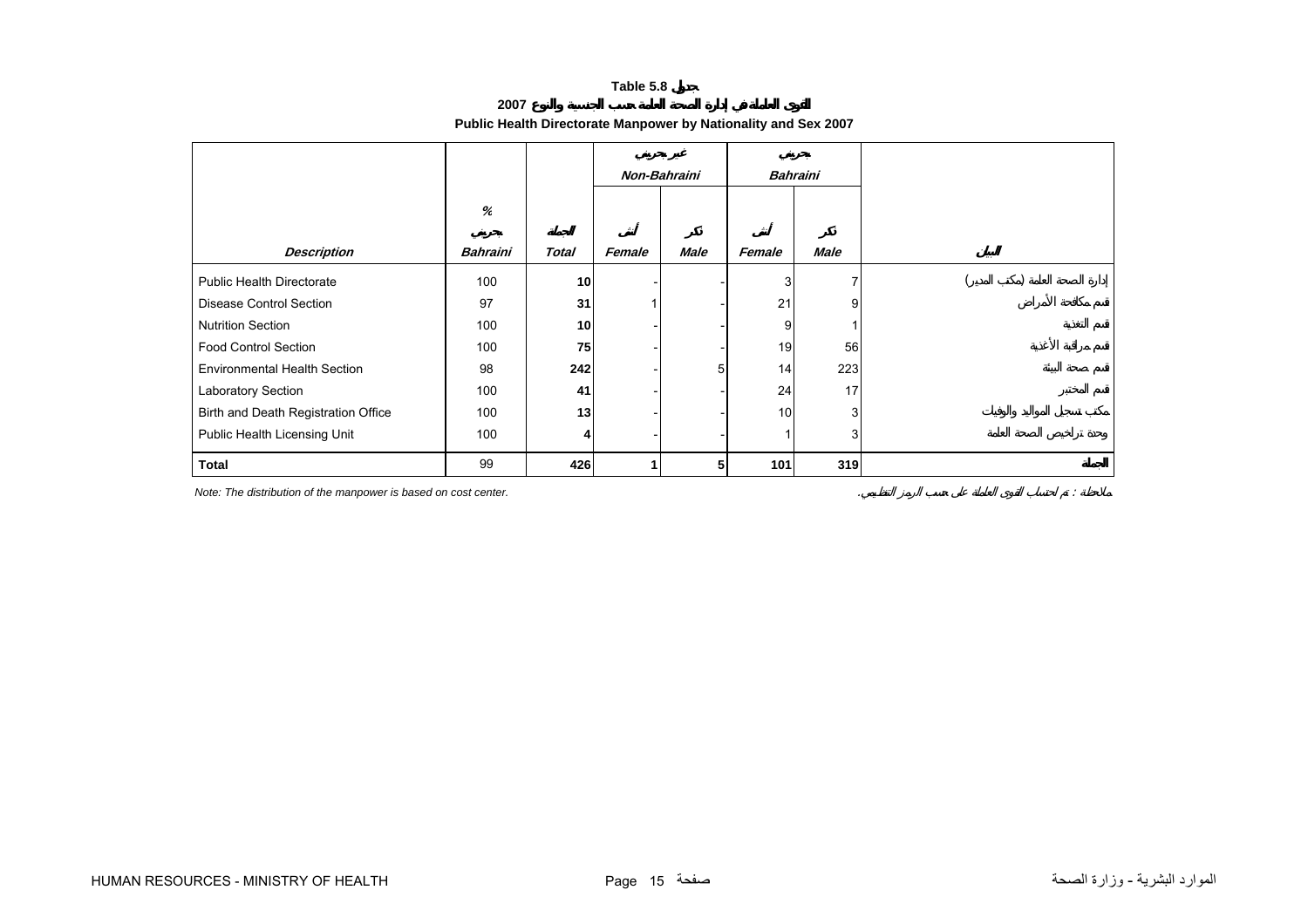**Table 5.8 جدول**

**2007 القوى العاملة في إدارة الصحة العامة حسب الجنسية والنوع**

**Public Health Directorate Manpower by Nationality and Sex 2007**

| | | | غير بحريني Non-Bahraini | | بحريني Bahraini | | |
|---|---|---|---|---|---|---|---|
| *Description* | % بحريني *Bahraini* | المجموع *Total* | أنثى *Female* | ذكر *Male* | أنثى *Female* | ذكر *Male* | البيان |
| Public Health Directorate | 100 | **10** | - | - | 3 | 7 | إدارة الصحة العامة (مكتب المدير) |
| Disease Control Section | 97 | **31** | 1 | - | 21 | 9 | قسم مكافحة الأمراض |
| Nutrition Section | 100 | **10** | - | - | 9 | 1 | قسم التغذية |
| Food Control Section | 100 | **75** | - | - | 19 | 56 | قسم مراقبة الأغذية |
| Environmental Health Section | 98 | **242** | - | 5 | 14 | 223 | قسم صحة البيئة |
| Laboratory Section | 100 | **41** | - | - | 24 | 17 | قسم المختبر |
| Birth and Death Registration Office | 100 | **13** | - | - | 10 | 3 | مكتب تسجيل المواليد والوفيات |
| Public Health Licensing Unit | 100 | **4** | - | - | 1 | 3 | وحدة تراخيص الصحة العامة |
| **Total** | 99 | **426** | **1** | **5** | **101** | **319** | **المجموع** |

*Note: The distribution of the manpower is based on cost center.*

ملاحظة : تم احتساب القوى العاملة على حسب الرمز التنظيمي.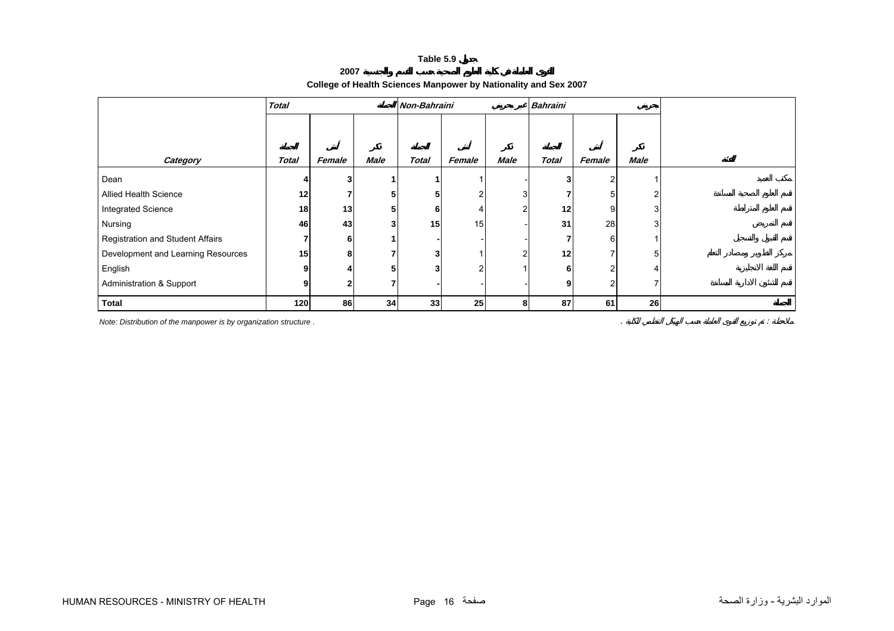**Table 5.9 جدول**

**2007 القوى العاملة في كلية العلوم الصحية حسب الفئة والجنس والجنسية**

**College of Health Sciences Manpower by Nationality and Sex 2007**

| | Total | | الجملة | Non-Bahraini | | غير بحريني | Bahraini | | بحريني | |
|---|---|---|---|---|---|---|---|---|---|---|
| **Category** | **الجملة Total** | **أنثى Female** | **ذكر Male** | **الجملة Total** | **أنثى Female** | **ذكر Male** | **الجملة Total** | **أنثى Female** | **ذكر Male** | **الفئة** |
| Dean | 4 | 3 | 1 | 1 | 1 | - | 3 | 2 | 1 | مكتب العميد |
| Allied Health Science | 12 | 7 | 5 | 5 | 2 | 3 | 7 | 5 | 2 | قسم العلوم الصحية المساندة |
| Integrated Science | 18 | 13 | 5 | 6 | 4 | 2 | 12 | 9 | 3 | قسم العلوم المترابطة |
| Nursing | 46 | 43 | 3 | 15 | 15 | - | 31 | 28 | 3 | قسم التمريض |
| Registration and Student Affairs | 7 | 6 | 1 | - | - | - | 7 | 6 | 1 | قسم القبول والتسجيل |
| Development and Learning Resources | 15 | 8 | 7 | 3 | 1 | 2 | 12 | 7 | 5 | مركز التطوير ومصادر التعلم |
| English | 9 | 4 | 5 | 3 | 2 | 1 | 6 | 2 | 4 | قسم اللغة الانجليزية |
| Administration & Support | 9 | 2 | 7 | - | - | - | 9 | 2 | 7 | قسم الشئون الادارية المساندة |
| **Total** | **120** | **86** | **34** | **33** | **25** | **8** | **87** | **61** | **26** | **الجملة** |

*Note: Distribution of the manpower is by organization structure .*

ملاحظة : تم توزيع القوى العاملة حسب الهيكل التنظيمي للكلية .